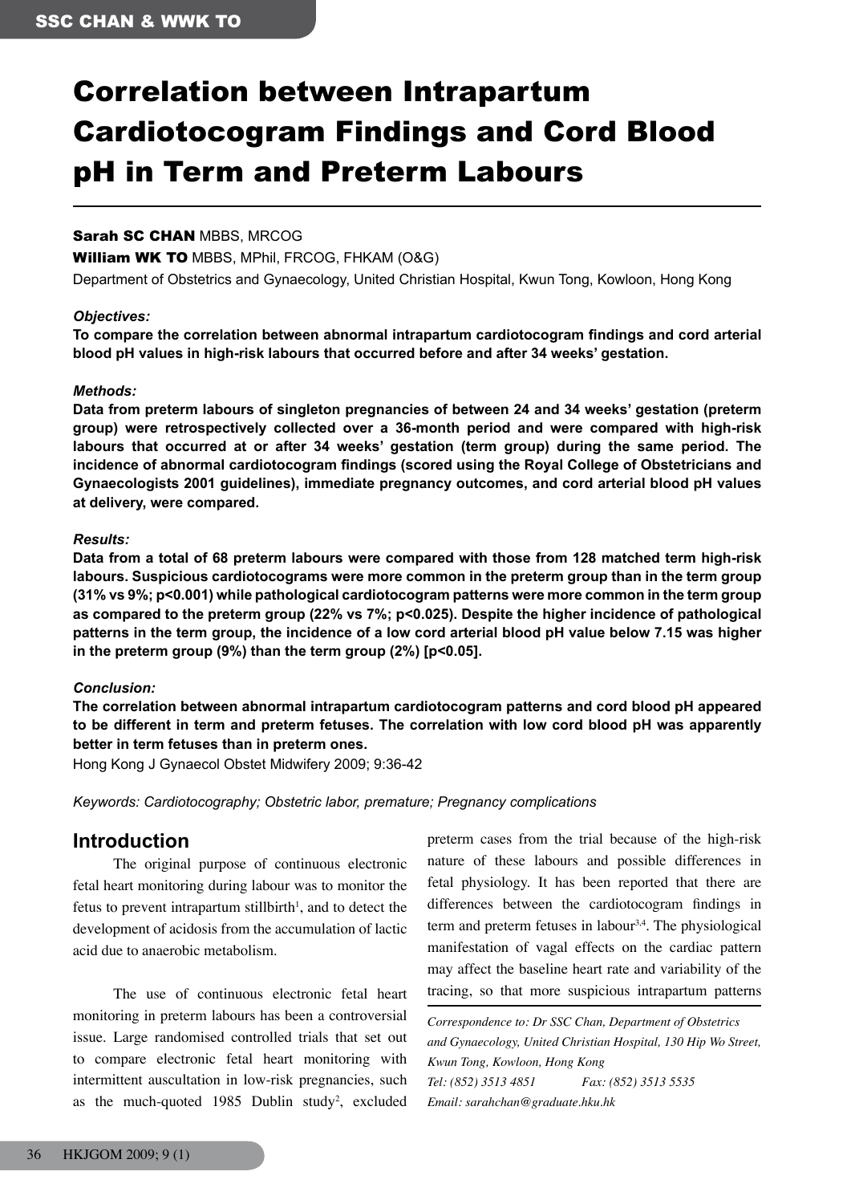# Correlation between Intrapartum Cardiotocogram Findings and Cord Blood pH in Term and Preterm Labours

**Sarah SC CHAN** MBBS, MRCOG

**William WK TO** MBBS, MPhil, FRCOG, FHKAM (O&G)

Department of Obstetrics and Gynaecology, United Christian Hospital, Kwun Tong, Kowloon, Hong Kong

***Objectives:***

**To compare the correlation between abnormal intrapartum cardiotocogram findings and cord arterial blood pH values in high-risk labours that occurred before and after 34 weeks' gestation.**

***Methods:***

**Data from preterm labours of singleton pregnancies of between 24 and 34 weeks' gestation (preterm group) were retrospectively collected over a 36-month period and were compared with high-risk labours that occurred at or after 34 weeks' gestation (term group) during the same period. The incidence of abnormal cardiotocogram findings (scored using the Royal College of Obstetricians and Gynaecologists 2001 guidelines), immediate pregnancy outcomes, and cord arterial blood pH values at delivery, were compared.**

***Results:***

**Data from a total of 68 preterm labours were compared with those from 128 matched term high-risk labours. Suspicious cardiotocograms were more common in the preterm group than in the term group (31% vs 9%; $p<0.001$) while pathological cardiotocogram patterns were more common in the term group as compared to the preterm group (22% vs 7%; $p<0.025$). Despite the higher incidence of pathological patterns in the term group, the incidence of a low cord arterial blood pH value below 7.15 was higher in the preterm group (9%) than the term group (2%) [$p<0.05$].**

***Conclusion:***

**The correlation between abnormal intrapartum cardiotocogram patterns and cord blood pH appeared to be different in term and preterm fetuses. The correlation with low cord blood pH was apparently better in term fetuses than in preterm ones.**

Hong Kong J Gynaecol Obstet Midwifery 2009; 9:36-42

*Keywords: Cardiotocography; Obstetric labor, premature; Pregnancy complications*

## Introduction

The original purpose of continuous electronic fetal heart monitoring during labour was to monitor the fetus to prevent intrapartum stillbirth[1], and to detect the development of acidosis from the accumulation of lactic acid due to anaerobic metabolism.

The use of continuous electronic fetal heart monitoring in preterm labours has been a controversial issue. Large randomised controlled trials that set out to compare electronic fetal heart monitoring with intermittent auscultation in low-risk pregnancies, such as the much-quoted 1985 Dublin study[2], excluded preterm cases from the trial because of the high-risk nature of these labours and possible differences in fetal physiology. It has been reported that there are differences between the cardiotocogram findings in term and preterm fetuses in labour[3,4]. The physiological manifestation of vagal effects on the cardiac pattern may affect the baseline heart rate and variability of the tracing, so that more suspicious intrapartum patterns

*Correspondence to: Dr SSC Chan, Department of Obstetrics and Gynaecology, United Christian Hospital, 130 Hip Wo Street, Kwun Tong, Kowloon, Hong Kong*

*Tel: (852) 3513 4851 Fax: (852) 3513 5535*

*Email: sarahchan@graduate.hku.hk*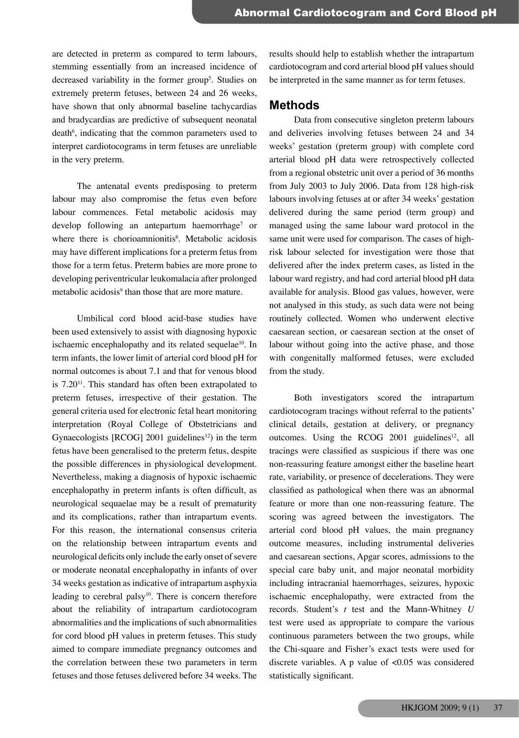are detected in preterm as compared to term labours, stemming essentially from an increased incidence of decreased variability in the former group[5]. Studies on extremely preterm fetuses, between 24 and 26 weeks, have shown that only abnormal baseline tachycardias and bradycardias are predictive of subsequent neonatal death[6], indicating that the common parameters used to interpret cardiotocograms in term fetuses are unreliable in the very preterm.

The antenatal events predisposing to preterm labour may also compromise the fetus even before labour commences. Fetal metabolic acidosis may develop following an antepartum haemorrhage[7] or where there is chorioamnionitis[8]. Metabolic acidosis may have different implications for a preterm fetus from those for a term fetus. Preterm babies are more prone to developing periventricular leukomalacia after prolonged metabolic acidosis[9] than those that are more mature.

Umbilical cord blood acid-base studies have been used extensively to assist with diagnosing hypoxic ischaemic encephalopathy and its related sequelae[10]. In term infants, the lower limit of arterial cord blood pH for normal outcomes is about 7.1 and that for venous blood is 7.20[11]. This standard has often been extrapolated to preterm fetuses, irrespective of their gestation. The general criteria used for electronic fetal heart monitoring interpretation (Royal College of Obstetricians and Gynaecologists [RCOG] 2001 guidelines[12]) in the term fetus have been generalised to the preterm fetus, despite the possible differences in physiological development. Nevertheless, making a diagnosis of hypoxic ischaemic encephalopathy in preterm infants is often difficult, as neurological sequaelae may be a result of prematurity and its complications, rather than intrapartum events. For this reason, the international consensus criteria on the relationship between intrapartum events and neurological deficits only include the early onset of severe or moderate neonatal encephalopathy in infants of over 34 weeks gestation as indicative of intrapartum asphyxia leading to cerebral palsy[10]. There is concern therefore about the reliability of intrapartum cardiotocogram abnormalities and the implications of such abnormalities for cord blood pH values in preterm fetuses. This study aimed to compare immediate pregnancy outcomes and the correlation between these two parameters in term fetuses and those fetuses delivered before 34 weeks. The results should help to establish whether the intrapartum cardiotocogram and cord arterial blood pH values should be interpreted in the same manner as for term fetuses.

## Methods

Data from consecutive singleton preterm labours and deliveries involving fetuses between 24 and 34 weeks' gestation (preterm group) with complete cord arterial blood pH data were retrospectively collected from a regional obstetric unit over a period of 36 months from July 2003 to July 2006. Data from 128 high-risk labours involving fetuses at or after 34 weeks' gestation delivered during the same period (term group) and managed using the same labour ward protocol in the same unit were used for comparison. The cases of high-risk labour selected for investigation were those that delivered after the index preterm cases, as listed in the labour ward registry, and had cord arterial blood pH data available for analysis. Blood gas values, however, were not analysed in this study, as such data were not being routinely collected. Women who underwent elective caesarean section, or caesarean section at the onset of labour without going into the active phase, and those with congenitally malformed fetuses, were excluded from the study.

Both investigators scored the intrapartum cardiotocogram tracings without referral to the patients' clinical details, gestation at delivery, or pregnancy outcomes. Using the RCOG 2001 guidelines[12], all tracings were classified as suspicious if there was one non-reassuring feature amongst either the baseline heart rate, variability, or presence of decelerations. They were classified as pathological when there was an abnormal feature or more than one non-reassuring feature. The scoring was agreed between the investigators. The arterial cord blood pH values, the main pregnancy outcome measures, including instrumental deliveries and caesarean sections, Apgar scores, admissions to the special care baby unit, and major neonatal morbidity including intracranial haemorrhages, seizures, hypoxic ischaemic encephalopathy, were extracted from the records. Student's *t* test and the Mann-Whitney *U* test were used as appropriate to compare the various continuous parameters between the two groups, while the Chi-square and Fisher's exact tests were used for discrete variables. A p value of $<0.05$ was considered statistically significant.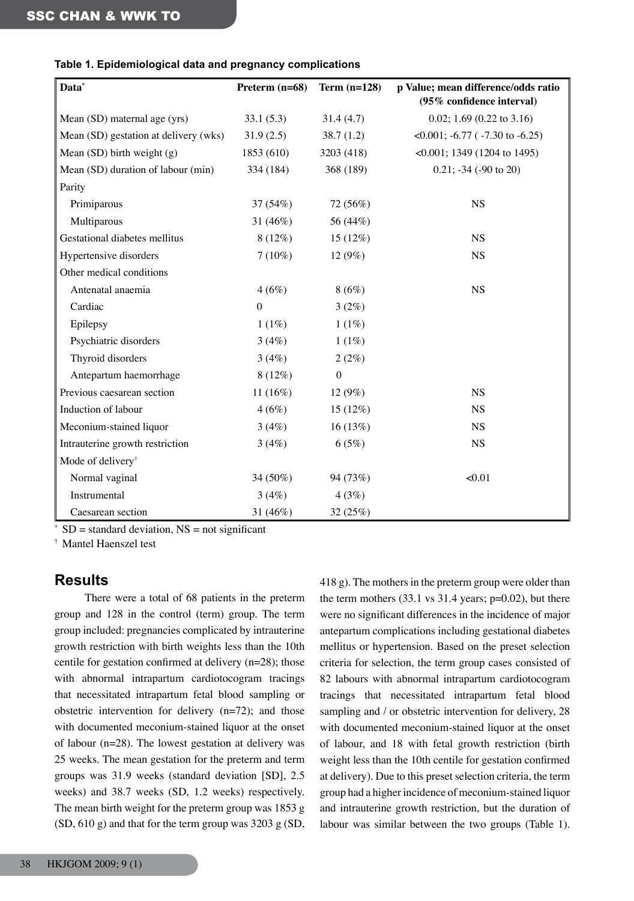**Table 1. Epidemiological data and pregnancy complications**

| Data* | Preterm (n=68) | Term (n=128) | p Value; mean difference/odds ratio (95% confidence interval) |
|---|---|---|---|
| Mean (SD) maternal age (yrs) | 33.1 (5.3) | 31.4 (4.7) | 0.02; 1.69 (0.22 to 3.16) |
| Mean (SD) gestation at delivery (wks) | 31.9 (2.5) | 38.7 (1.2) | <0.001; -6.77 ( -7.30 to -6.25) |
| Mean (SD) birth weight (g) | 1853 (610) | 3203 (418) | <0.001; 1349 (1204 to 1495) |
| Mean (SD) duration of labour (min) | 334 (184) | 368 (189) | 0.21; -34 (-90 to 20) |
| Parity | | | |
| Primiparous | 37 (54%) | 72 (56%) | NS |
| Multiparous | 31 (46%) | 56 (44%) | |
| Gestational diabetes mellitus | 8 (12%) | 15 (12%) | NS |
| Hypertensive disorders | 7 (10%) | 12 (9%) | NS |
| Other medical conditions | | | |
| Antenatal anaemia | 4 (6%) | 8 (6%) | NS |
| Cardiac | 0 | 3 (2%) | |
| Epilepsy | 1 (1%) | 1 (1%) | |
| Psychiatric disorders | 3 (4%) | 1 (1%) | |
| Thyroid disorders | 3 (4%) | 2 (2%) | |
| Antepartum haemorrhage | 8 (12%) | 0 | |
| Previous caesarean section | 11 (16%) | 12 (9%) | NS |
| Induction of labour | 4 (6%) | 15 (12%) | NS |
| Meconium-stained liquor | 3 (4%) | 16 (13%) | NS |
| Intrauterine growth restriction | 3 (4%) | 6 (5%) | NS |
| Mode of delivery† | | | |
| Normal vaginal | 34 (50%) | 94 (73%) | <0.01 |
| Instrumental | 3 (4%) | 4 (3%) | |
| Caesarean section | 31 (46%) | 32 (25%) | |

\* SD = standard deviation, NS = not significant

† Mantel Haenszel test

## Results

There were a total of 68 patients in the preterm group and 128 in the control (term) group. The term group included: pregnancies complicated by intrauterine growth restriction with birth weights less than the 10th centile for gestation confirmed at delivery (n=28); those with abnormal intrapartum cardiotocogram tracings that necessitated intrapartum fetal blood sampling or obstetric intervention for delivery (n=72); and those with documented meconium-stained liquor at the onset of labour (n=28). The lowest gestation at delivery was 25 weeks. The mean gestation for the preterm and term groups was 31.9 weeks (standard deviation [SD], 2.5 weeks) and 38.7 weeks (SD, 1.2 weeks) respectively. The mean birth weight for the preterm group was 1853 g (SD, 610 g) and that for the term group was 3203 g (SD, 418 g). The mothers in the preterm group were older than the term mothers (33.1 vs 31.4 years; p=0.02), but there were no significant differences in the incidence of major antepartum complications including gestational diabetes mellitus or hypertension. Based on the preset selection criteria for selection, the term group cases consisted of 82 labours with abnormal intrapartum cardiotocogram tracings that necessitated intrapartum fetal blood sampling and / or obstetric intervention for delivery, 28 with documented meconium-stained liquor at the onset of labour, and 18 with fetal growth restriction (birth weight less than the 10th centile for gestation confirmed at delivery). Due to this preset selection criteria, the term group had a higher incidence of meconium-stained liquor and intrauterine growth restriction, but the duration of labour was similar between the two groups (Table 1).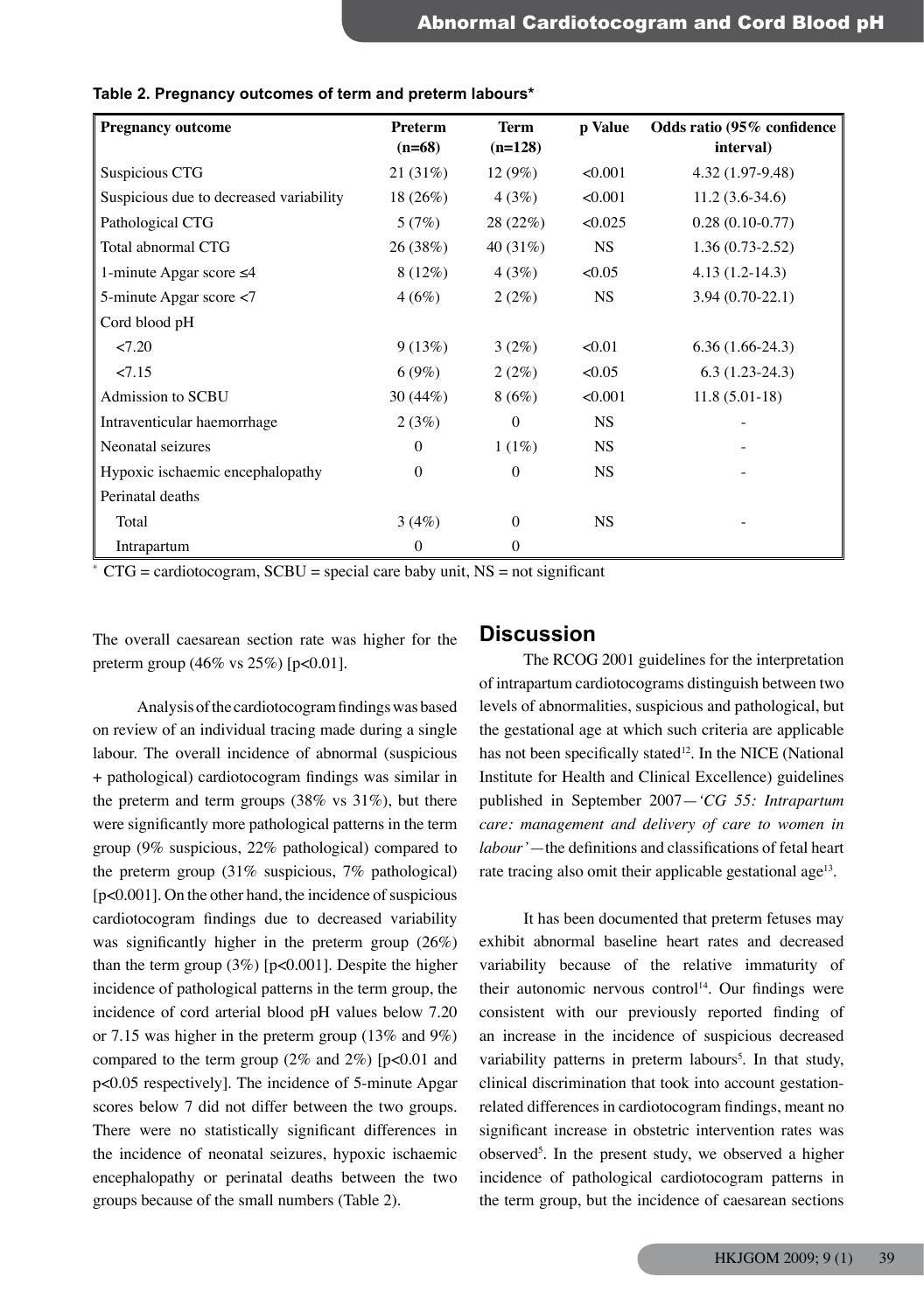**Table 2. Pregnancy outcomes of term and preterm labours***

| Pregnancy outcome | Preterm (n=68) | Term (n=128) | p Value | Odds ratio (95% confidence interval) |
|---|---|---|---|---|
| Suspicious CTG | 21 (31%) | 12 (9%) | <0.001 | 4.32 (1.97-9.48) |
| Suspicious due to decreased variability | 18 (26%) | 4 (3%) | <0.001 | 11.2 (3.6-34.6) |
| Pathological CTG | 5 (7%) | 28 (22%) | <0.025 | 0.28 (0.10-0.77) |
| Total abnormal CTG | 26 (38%) | 40 (31%) | NS | 1.36 (0.73-2.52) |
| 1-minute Apgar score ≤4 | 8 (12%) | 4 (3%) | <0.05 | 4.13 (1.2-14.3) |
| 5-minute Apgar score <7 | 4 (6%) | 2 (2%) | NS | 3.94 (0.70-22.1) |
| Cord blood pH | | | | |
| <7.20 | 9 (13%) | 3 (2%) | <0.01 | 6.36 (1.66-24.3) |
| <7.15 | 6 (9%) | 2 (2%) | <0.05 | 6.3 (1.23-24.3) |
| Admission to SCBU | 30 (44%) | 8 (6%) | <0.001 | 11.8 (5.01-18) |
| Intraventicular haemorrhage | 2 (3%) | 0 | NS | - |
| Neonatal seizures | 0 | 1 (1%) | NS | - |
| Hypoxic ischaemic encephalopathy | 0 | 0 | NS | - |
| Perinatal deaths | | | | |
| Total | 3 (4%) | 0 | NS | - |
| Intrapartum | 0 | 0 | | |

* CTG = cardiotocogram, SCBU = special care baby unit, NS = not significant

The overall caesarean section rate was higher for the preterm group (46% vs 25%) [p<0.01].

Analysis of the cardiotocogram findings was based on review of an individual tracing made during a single labour. The overall incidence of abnormal (suspicious + pathological) cardiotocogram findings was similar in the preterm and term groups (38% vs 31%), but there were significantly more pathological patterns in the term group (9% suspicious, 22% pathological) compared to the preterm group (31% suspicious, 7% pathological) [p<0.001]. On the other hand, the incidence of suspicious cardiotocogram findings due to decreased variability was significantly higher in the preterm group (26%) than the term group (3%) [p<0.001]. Despite the higher incidence of pathological patterns in the term group, the incidence of cord arterial blood pH values below 7.20 or 7.15 was higher in the preterm group (13% and 9%) compared to the term group (2% and 2%) [p<0.01 and p<0.05 respectively]. The incidence of 5-minute Apgar scores below 7 did not differ between the two groups. There were no statistically significant differences in the incidence of neonatal seizures, hypoxic ischaemic encephalopathy or perinatal deaths between the two groups because of the small numbers (Table 2).

## Discussion

The RCOG 2001 guidelines for the interpretation of intrapartum cardiotocograms distinguish between two levels of abnormalities, suspicious and pathological, but the gestational age at which such criteria are applicable has not been specifically stated[12]. In the NICE (National Institute for Health and Clinical Excellence) guidelines published in September 2007—*'CG 55: Intrapartum care: management and delivery of care to women in labour'*—the definitions and classifications of fetal heart rate tracing also omit their applicable gestational age[13].

It has been documented that preterm fetuses may exhibit abnormal baseline heart rates and decreased variability because of the relative immaturity of their autonomic nervous control[14]. Our findings were consistent with our previously reported finding of an increase in the incidence of suspicious decreased variability patterns in preterm labours[5]. In that study, clinical discrimination that took into account gestation-related differences in cardiotocogram findings, meant no significant increase in obstetric intervention rates was observed[5]. In the present study, we observed a higher incidence of pathological cardiotocogram patterns in the term group, but the incidence of caesarean sections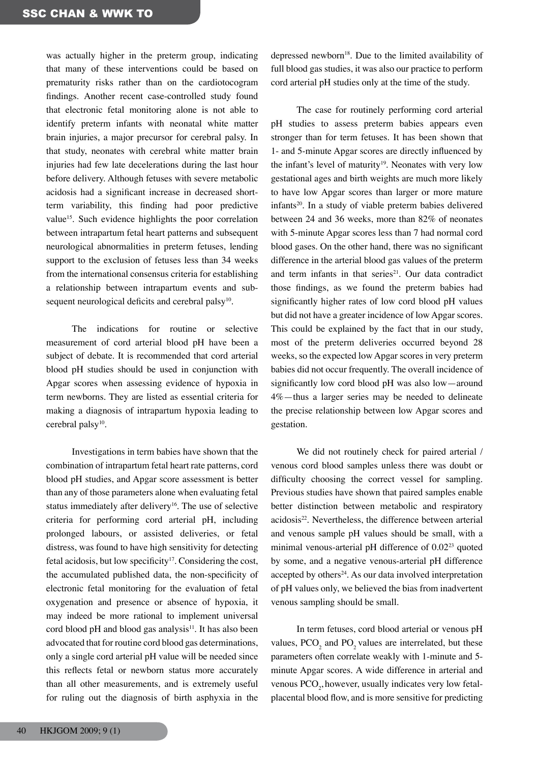was actually higher in the preterm group, indicating that many of these interventions could be based on prematurity risks rather than on the cardiotocogram findings. Another recent case-controlled study found that electronic fetal monitoring alone is not able to identify preterm infants with neonatal white matter brain injuries, a major precursor for cerebral palsy. In that study, neonates with cerebral white matter brain injuries had few late decelerations during the last hour before delivery. Although fetuses with severe metabolic acidosis had a significant increase in decreased short-term variability, this finding had poor predictive value[15]. Such evidence highlights the poor correlation between intrapartum fetal heart patterns and subsequent neurological abnormalities in preterm fetuses, lending support to the exclusion of fetuses less than 34 weeks from the international consensus criteria for establishing a relationship between intrapartum events and subsequent neurological deficits and cerebral palsy[10].

The indications for routine or selective measurement of cord arterial blood pH have been a subject of debate. It is recommended that cord arterial blood pH studies should be used in conjunction with Apgar scores when assessing evidence of hypoxia in term newborns. They are listed as essential criteria for making a diagnosis of intrapartum hypoxia leading to cerebral palsy[10].

Investigations in term babies have shown that the combination of intrapartum fetal heart rate patterns, cord blood pH studies, and Apgar score assessment is better than any of those parameters alone when evaluating fetal status immediately after delivery[16]. The use of selective criteria for performing cord arterial pH, including prolonged labours, or assisted deliveries, or fetal distress, was found to have high sensitivity for detecting fetal acidosis, but low specificity[17]. Considering the cost, the accumulated published data, the non-specificity of electronic fetal monitoring for the evaluation of fetal oxygenation and presence or absence of hypoxia, it may indeed be more rational to implement universal cord blood pH and blood gas analysis[11]. It has also been advocated that for routine cord blood gas determinations, only a single cord arterial pH value will be needed since this reflects fetal or newborn status more accurately than all other measurements, and is extremely useful for ruling out the diagnosis of birth asphyxia in the depressed newborn[18]. Due to the limited availability of full blood gas studies, it was also our practice to perform cord arterial pH studies only at the time of the study.

The case for routinely performing cord arterial pH studies to assess preterm babies appears even stronger than for term fetuses. It has been shown that 1- and 5-minute Apgar scores are directly influenced by the infant's level of maturity[19]. Neonates with very low gestational ages and birth weights are much more likely to have low Apgar scores than larger or more mature infants[20]. In a study of viable preterm babies delivered between 24 and 36 weeks, more than 82% of neonates with 5-minute Apgar scores less than 7 had normal cord blood gases. On the other hand, there was no significant difference in the arterial blood gas values of the preterm and term infants in that series[21]. Our data contradict those findings, as we found the preterm babies had significantly higher rates of low cord blood pH values but did not have a greater incidence of low Apgar scores. This could be explained by the fact that in our study, most of the preterm deliveries occurred beyond 28 weeks, so the expected low Apgar scores in very preterm babies did not occur frequently. The overall incidence of significantly low cord blood pH was also low—around 4%—thus a larger series may be needed to delineate the precise relationship between low Apgar scores and gestation.

We did not routinely check for paired arterial / venous cord blood samples unless there was doubt or difficulty choosing the correct vessel for sampling. Previous studies have shown that paired samples enable better distinction between metabolic and respiratory acidosis[22]. Nevertheless, the difference between arterial and venous sample pH values should be small, with a minimal venous-arterial pH difference of 0.02[23] quoted by some, and a negative venous-arterial pH difference accepted by others[24]. As our data involved interpretation of pH values only, we believed the bias from inadvertent venous sampling should be small.

In term fetuses, cord blood arterial or venous pH values, $PCO_2$ and $PO_2$ values are interrelated, but these parameters often correlate weakly with 1-minute and 5-minute Apgar scores. A wide difference in arterial and venous $PCO_2$, however, usually indicates very low fetal-placental blood flow, and is more sensitive for predicting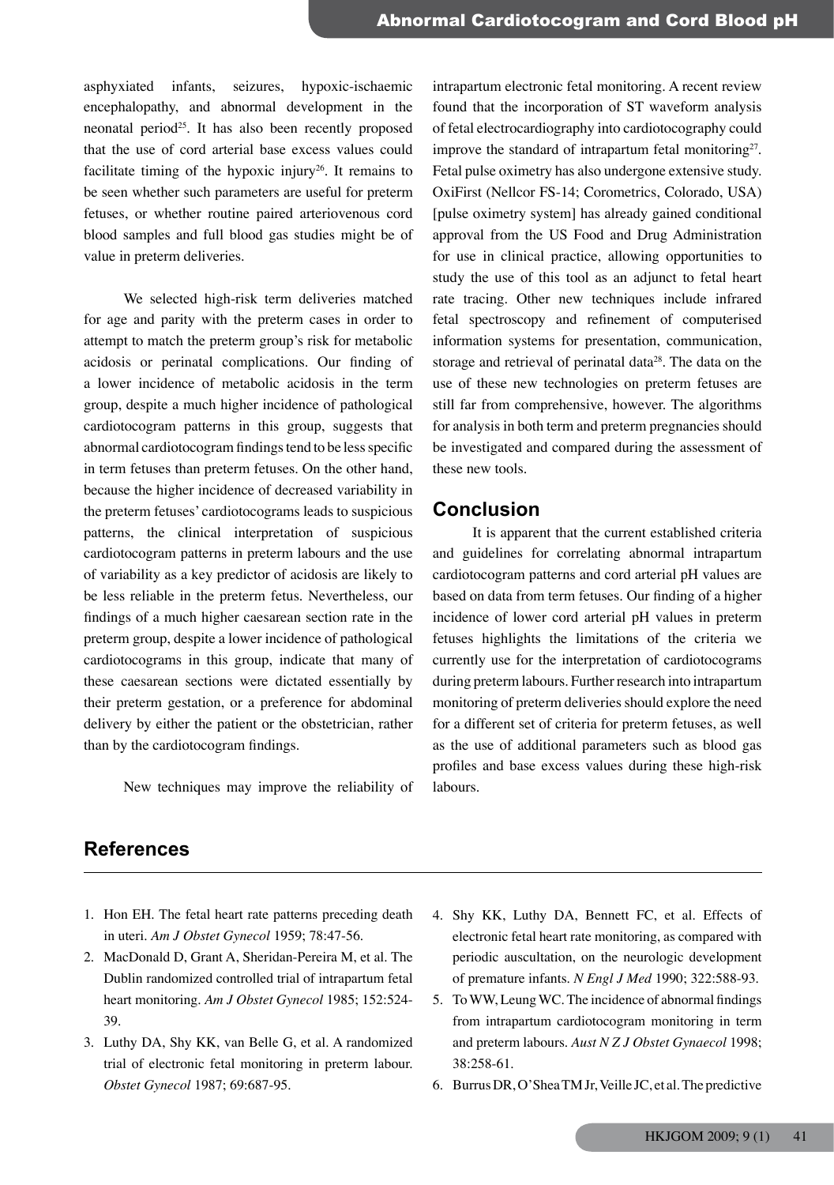asphyxiated infants, seizures, hypoxic-ischaemic encephalopathy, and abnormal development in the neonatal period[25]. It has also been recently proposed that the use of cord arterial base excess values could facilitate timing of the hypoxic injury[26]. It remains to be seen whether such parameters are useful for preterm fetuses, or whether routine paired arteriovenous cord blood samples and full blood gas studies might be of value in preterm deliveries.

We selected high-risk term deliveries matched for age and parity with the preterm cases in order to attempt to match the preterm group's risk for metabolic acidosis or perinatal complications. Our finding of a lower incidence of metabolic acidosis in the term group, despite a much higher incidence of pathological cardiotocogram patterns in this group, suggests that abnormal cardiotocogram findings tend to be less specific in term fetuses than preterm fetuses. On the other hand, because the higher incidence of decreased variability in the preterm fetuses' cardiotocograms leads to suspicious patterns, the clinical interpretation of suspicious cardiotocogram patterns in preterm labours and the use of variability as a key predictor of acidosis are likely to be less reliable in the preterm fetus. Nevertheless, our findings of a much higher caesarean section rate in the preterm group, despite a lower incidence of pathological cardiotocograms in this group, indicate that many of these caesarean sections were dictated essentially by their preterm gestation, or a preference for abdominal delivery by either the patient or the obstetrician, rather than by the cardiotocogram findings.

New techniques may improve the reliability of intrapartum electronic fetal monitoring. A recent review found that the incorporation of ST waveform analysis of fetal electrocardiography into cardiotocography could improve the standard of intrapartum fetal monitoring[27]. Fetal pulse oximetry has also undergone extensive study. OxiFirst (Nellcor FS-14; Corometrics, Colorado, USA) [pulse oximetry system] has already gained conditional approval from the US Food and Drug Administration for use in clinical practice, allowing opportunities to study the use of this tool as an adjunct to fetal heart rate tracing. Other new techniques include infrared fetal spectroscopy and refinement of computerised information systems for presentation, communication, storage and retrieval of perinatal data[28]. The data on the use of these new technologies on preterm fetuses are still far from comprehensive, however. The algorithms for analysis in both term and preterm pregnancies should be investigated and compared during the assessment of these new tools.

## Conclusion

It is apparent that the current established criteria and guidelines for correlating abnormal intrapartum cardiotocogram patterns and cord arterial pH values are based on data from term fetuses. Our finding of a higher incidence of lower cord arterial pH values in preterm fetuses highlights the limitations of the criteria we currently use for the interpretation of cardiotocograms during preterm labours. Further research into intrapartum monitoring of preterm deliveries should explore the need for a different set of criteria for preterm fetuses, as well as the use of additional parameters such as blood gas profiles and base excess values during these high-risk labours.

## References

1. Hon EH. The fetal heart rate patterns preceding death in uteri. *Am J Obstet Gynecol* 1959; 78:47-56.
2. MacDonald D, Grant A, Sheridan-Pereira M, et al. The Dublin randomized controlled trial of intrapartum fetal heart monitoring. *Am J Obstet Gynecol* 1985; 152:524-39.
3. Luthy DA, Shy KK, van Belle G, et al. A randomized trial of electronic fetal monitoring in preterm labour. *Obstet Gynecol* 1987; 69:687-95.
4. Shy KK, Luthy DA, Bennett FC, et al. Effects of electronic fetal heart rate monitoring, as compared with periodic auscultation, on the neurologic development of premature infants. *N Engl J Med* 1990; 322:588-93.
5. To WW, Leung WC. The incidence of abnormal findings from intrapartum cardiotocogram monitoring in term and preterm labours. *Aust N Z J Obstet Gynaecol* 1998; 38:258-61.
6. Burrus DR, O'Shea TM Jr, Veille JC, et al. The predictive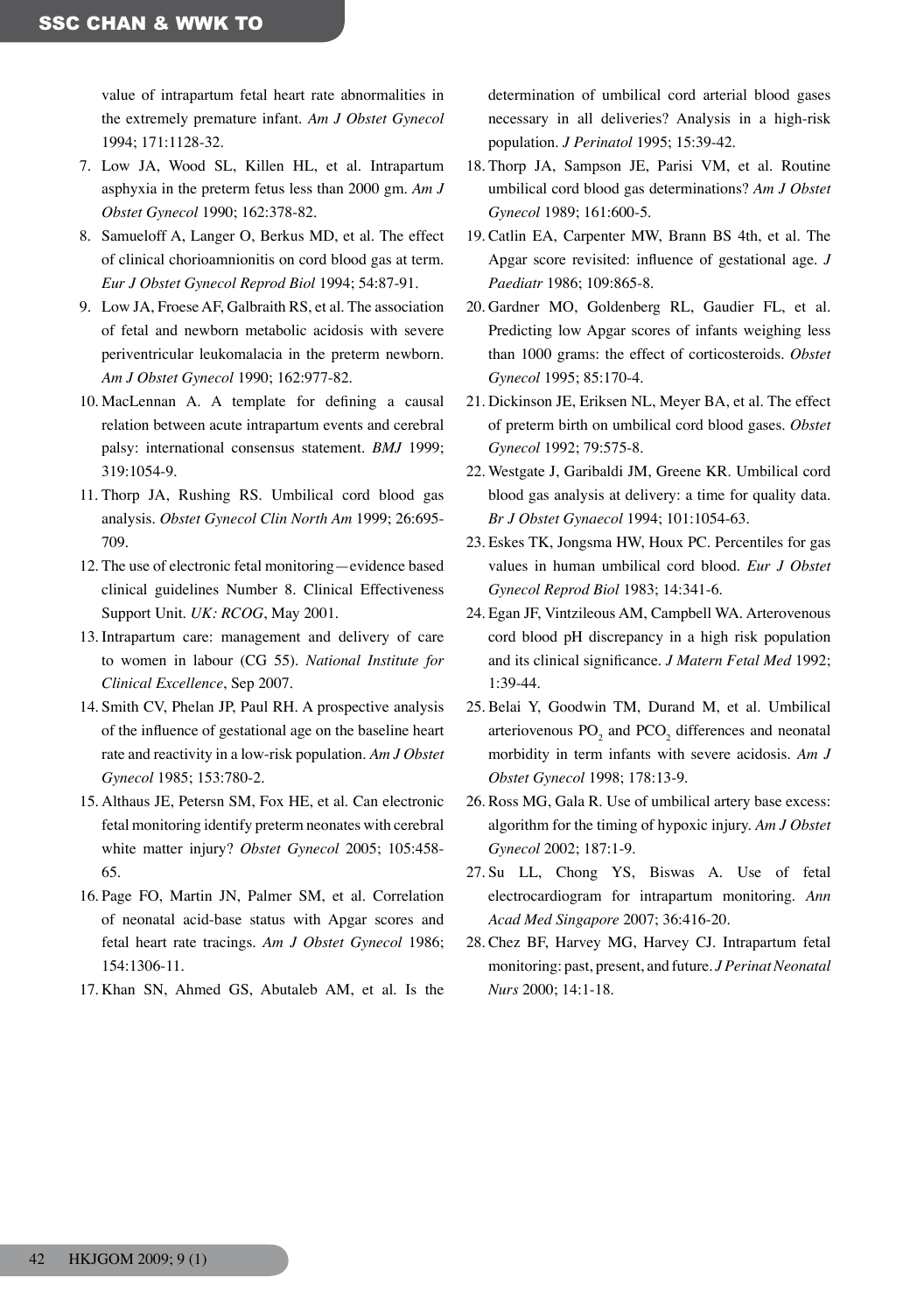value of intrapartum fetal heart rate abnormalities in the extremely premature infant. *Am J Obstet Gynecol* 1994; 171:1128-32.

7. Low JA, Wood SL, Killen HL, et al. Intrapartum asphyxia in the preterm fetus less than 2000 gm. *Am J Obstet Gynecol* 1990; 162:378-82.
8. Samueloff A, Langer O, Berkus MD, et al. The effect of clinical chorioamnionitis on cord blood gas at term. *Eur J Obstet Gynecol Reprod Biol* 1994; 54:87-91.
9. Low JA, Froese AF, Galbraith RS, et al. The association of fetal and newborn metabolic acidosis with severe periventricular leukomalacia in the preterm newborn. *Am J Obstet Gynecol* 1990; 162:977-82.
10. MacLennan A. A template for defining a causal relation between acute intrapartum events and cerebral palsy: international consensus statement. *BMJ* 1999; 319:1054-9.
11. Thorp JA, Rushing RS. Umbilical cord blood gas analysis. *Obstet Gynecol Clin North Am* 1999; 26:695-709.
12. The use of electronic fetal monitoring—evidence based clinical guidelines Number 8. Clinical Effectiveness Support Unit. *UK: RCOG*, May 2001.
13. Intrapartum care: management and delivery of care to women in labour (CG 55). *National Institute for Clinical Excellence*, Sep 2007.
14. Smith CV, Phelan JP, Paul RH. A prospective analysis of the influence of gestational age on the baseline heart rate and reactivity in a low-risk population. *Am J Obstet Gynecol* 1985; 153:780-2.
15. Althaus JE, Petersn SM, Fox HE, et al. Can electronic fetal monitoring identify preterm neonates with cerebral white matter injury? *Obstet Gynecol* 2005; 105:458-65.
16. Page FO, Martin JN, Palmer SM, et al. Correlation of neonatal acid-base status with Apgar scores and fetal heart rate tracings. *Am J Obstet Gynecol* 1986; 154:1306-11.
17. Khan SN, Ahmed GS, Abutaleb AM, et al. Is the determination of umbilical cord arterial blood gases necessary in all deliveries? Analysis in a high-risk population. *J Perinatol* 1995; 15:39-42.
18. Thorp JA, Sampson JE, Parisi VM, et al. Routine umbilical cord blood gas determinations? *Am J Obstet Gynecol* 1989; 161:600-5.
19. Catlin EA, Carpenter MW, Brann BS 4th, et al. The Apgar score revisited: influence of gestational age. *J Paediatr* 1986; 109:865-8.
20. Gardner MO, Goldenberg RL, Gaudier FL, et al. Predicting low Apgar scores of infants weighing less than 1000 grams: the effect of corticosteroids. *Obstet Gynecol* 1995; 85:170-4.
21. Dickinson JE, Eriksen NL, Meyer BA, et al. The effect of preterm birth on umbilical cord blood gases. *Obstet Gynecol* 1992; 79:575-8.
22. Westgate J, Garibaldi JM, Greene KR. Umbilical cord blood gas analysis at delivery: a time for quality data. *Br J Obstet Gynaecol* 1994; 101:1054-63.
23. Eskes TK, Jongsma HW, Houx PC. Percentiles for gas values in human umbilical cord blood. *Eur J Obstet Gynecol Reprod Biol* 1983; 14:341-6.
24. Egan JF, Vintzileous AM, Campbell WA. Arterovenous cord blood pH discrepancy in a high risk population and its clinical significance. *J Matern Fetal Med* 1992; 1:39-44.
25. Belai Y, Goodwin TM, Durand M, et al. Umbilical arteriovenous $PO_2$ and $PCO_2$ differences and neonatal morbidity in term infants with severe acidosis. *Am J Obstet Gynecol* 1998; 178:13-9.
26. Ross MG, Gala R. Use of umbilical artery base excess: algorithm for the timing of hypoxic injury. *Am J Obstet Gynecol* 2002; 187:1-9.
27. Su LL, Chong YS, Biswas A. Use of fetal electrocardiogram for intrapartum monitoring. *Ann Acad Med Singapore* 2007; 36:416-20.
28. Chez BF, Harvey MG, Harvey CJ. Intrapartum fetal monitoring: past, present, and future. *J Perinat Neonatal Nurs* 2000; 14:1-18.